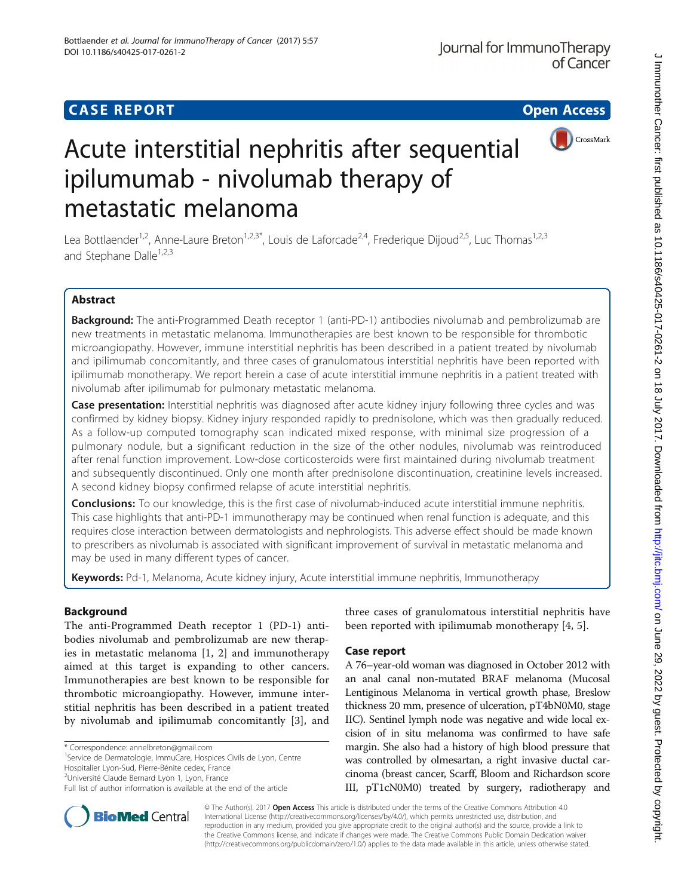CASE REPORT Open Access

# Acute interstitial nephritis after sequential ipilumumab - nivolumab therapy of metastatic melanoma

Lea Bottlaender[1,2], Anne-Laure Breton[1,2,3*], Louis de Laforcade[2,4], Frederique Dijoud[2,5], Luc Thomas[1,2,3] and Stephane Dalle[1,2,3]

## Abstract

**Background:** The anti-Programmed Death receptor 1 (anti-PD-1) antibodies nivolumab and pembrolizumab are new treatments in metastatic melanoma. Immunotherapies are best known to be responsible for thrombotic microangiopathy. However, immune interstitial nephritis has been described in a patient treated by nivolumab and ipilimumab concomitantly, and three cases of granulomatous interstitial nephritis have been reported with ipilimumab monotherapy. We report herein a case of acute interstitial immune nephritis in a patient treated with nivolumab after ipilimumab for pulmonary metastatic melanoma.

**Case presentation:** Interstitial nephritis was diagnosed after acute kidney injury following three cycles and was confirmed by kidney biopsy. Kidney injury responded rapidly to prednisolone, which was then gradually reduced. As a follow-up computed tomography scan indicated mixed response, with minimal size progression of a pulmonary nodule, but a significant reduction in the size of the other nodules, nivolumab was reintroduced after renal function improvement. Low-dose corticosteroids were first maintained during nivolumab treatment and subsequently discontinued. Only one month after prednisolone discontinuation, creatinine levels increased. A second kidney biopsy confirmed relapse of acute interstitial nephritis.

**Conclusions:** To our knowledge, this is the first case of nivolumab-induced acute interstitial immune nephritis. This case highlights that anti-PD-1 immunotherapy may be continued when renal function is adequate, and this requires close interaction between dermatologists and nephrologists. This adverse effect should be made known to prescribers as nivolumab is associated with significant improvement of survival in metastatic melanoma and may be used in many different types of cancer.

**Keywords:** Pd-1, Melanoma, Acute kidney injury, Acute interstitial immune nephritis, Immunotherapy

## Background

The anti-Programmed Death receptor 1 (PD-1) antibodies nivolumab and pembrolizumab are new therapies in metastatic melanoma [1, 2] and immunotherapy aimed at this target is expanding to other cancers. Immunotherapies are best known to be responsible for thrombotic microangiopathy. However, immune interstitial nephritis has been described in a patient treated by nivolumab and ipilimumab concomitantly [3], and three cases of granulomatous interstitial nephritis have been reported with ipilimumab monotherapy [4, 5].

## Case report

A 76–year-old woman was diagnosed in October 2012 with an anal canal non-mutated BRAF melanoma (Mucosal Lentiginous Melanoma in vertical growth phase, Breslow thickness 20 mm, presence of ulceration, pT4bN0M0, stage IIC). Sentinel lymph node was negative and wide local excision of in situ melanoma was confirmed to have safe margin. She also had a history of high blood pressure that was controlled by olmesartan, a right invasive ductal carcinoma (breast cancer, Scarff, Bloom and Richardson score III, pT1cN0M0) treated by surgery, radiotherapy and

\* Correspondence: annelbreton@gmail.com
[1]Service de Dermatologie, ImmuCare, Hospices Civils de Lyon, Centre Hospitalier Lyon-Sud, Pierre-Bénite cedex, France
[2]Université Claude Bernard Lyon 1, Lyon, France
Full list of author information is available at the end of the article

© The Author(s). 2017 **Open Access** This article is distributed under the terms of the Creative Commons Attribution 4.0 International License (http://creativecommons.org/licenses/by/4.0/), which permits unrestricted use, distribution, and reproduction in any medium, provided you give appropriate credit to the original author(s) and the source, provide a link to the Creative Commons license, and indicate if changes were made. The Creative Commons Public Domain Dedication waiver (http://creativecommons.org/publicdomain/zero/1.0/) applies to the data made available in this article, unless otherwise stated.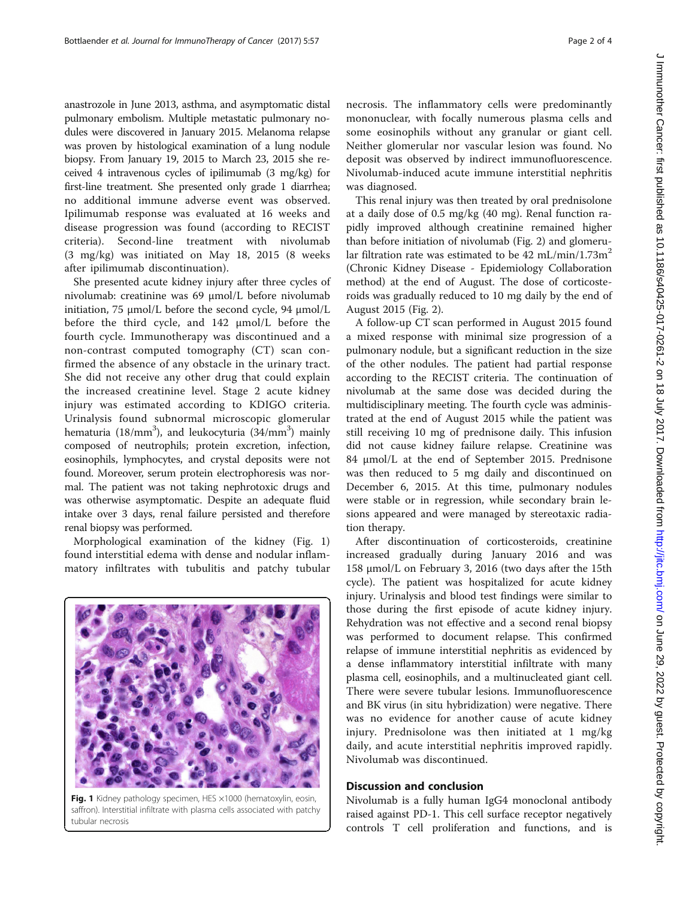anastrozole in June 2013, asthma, and asymptomatic distal pulmonary embolism. Multiple metastatic pulmonary nodules were discovered in January 2015. Melanoma relapse was proven by histological examination of a lung nodule biopsy. From January 19, 2015 to March 23, 2015 she received 4 intravenous cycles of ipilimumab (3 mg/kg) for first-line treatment. She presented only grade 1 diarrhea; no additional immune adverse event was observed. Ipilimumab response was evaluated at 16 weeks and disease progression was found (according to RECIST criteria). Second-line treatment with nivolumab (3 mg/kg) was initiated on May 18, 2015 (8 weeks after ipilimumab discontinuation).

She presented acute kidney injury after three cycles of nivolumab: creatinine was 69 μmol/L before nivolumab initiation, 75 μmol/L before the second cycle, 94 μmol/L before the third cycle, and 142 μmol/L before the fourth cycle. Immunotherapy was discontinued and a non-contrast computed tomography (CT) scan confirmed the absence of any obstacle in the urinary tract. She did not receive any other drug that could explain the increased creatinine level. Stage 2 acute kidney injury was estimated according to KDIGO criteria. Urinalysis found subnormal microscopic glomerular hematuria (18/mm$^3$), and leukocyturia (34/mm$^3$) mainly composed of neutrophils; protein excretion, infection, eosinophils, lymphocytes, and crystal deposits were not found. Moreover, serum protein electrophoresis was normal. The patient was not taking nephrotoxic drugs and was otherwise asymptomatic. Despite an adequate fluid intake over 3 days, renal failure persisted and therefore renal biopsy was performed.

Morphological examination of the kidney (Fig. 1) found interstitial edema with dense and nodular inflammatory infiltrates with tubulitis and patchy tubular necrosis. The inflammatory cells were predominantly mononuclear, with focally numerous plasma cells and some eosinophils without any granular or giant cell. Neither glomerular nor vascular lesion was found. No deposit was observed by indirect immunofluorescence. Nivolumab-induced acute immune interstitial nephritis was diagnosed.

Fig. 1 Kidney pathology specimen, HES ×1000 (hematoxylin, eosin, saffron). Interstitial infiltrate with plasma cells associated with patchy tubular necrosis

This renal injury was then treated by oral prednisolone at a daily dose of 0.5 mg/kg (40 mg). Renal function rapidly improved although creatinine remained higher than before initiation of nivolumab (Fig. 2) and glomerular filtration rate was estimated to be 42 mL/min/1.73m$^2$ (Chronic Kidney Disease - Epidemiology Collaboration method) at the end of August. The dose of corticosteroids was gradually reduced to 10 mg daily by the end of August 2015 (Fig. 2).

A follow-up CT scan performed in August 2015 found a mixed response with minimal size progression of a pulmonary nodule, but a significant reduction in the size of the other nodules. The patient had partial response according to the RECIST criteria. The continuation of nivolumab at the same dose was decided during the multidisciplinary meeting. The fourth cycle was administrated at the end of August 2015 while the patient was still receiving 10 mg of prednisone daily. This infusion did not cause kidney failure relapse. Creatinine was 84 μmol/L at the end of September 2015. Prednisone was then reduced to 5 mg daily and discontinued on December 6, 2015. At this time, pulmonary nodules were stable or in regression, while secondary brain lesions appeared and were managed by stereotaxic radiation therapy.

After discontinuation of corticosteroids, creatinine increased gradually during January 2016 and was 158 μmol/L on February 3, 2016 (two days after the 15th cycle). The patient was hospitalized for acute kidney injury. Urinalysis and blood test findings were similar to those during the first episode of acute kidney injury. Rehydration was not effective and a second renal biopsy was performed to document relapse. This confirmed relapse of immune interstitial nephritis as evidenced by a dense inflammatory interstitial infiltrate with many plasma cell, eosinophils, and a multinucleated giant cell. There were severe tubular lesions. Immunofluorescence and BK virus (in situ hybridization) were negative. There was no evidence for another cause of acute kidney injury. Prednisolone was then initiated at 1 mg/kg daily, and acute interstitial nephritis improved rapidly. Nivolumab was discontinued.

## Discussion and conclusion

Nivolumab is a fully human IgG4 monoclonal antibody raised against PD-1. This cell surface receptor negatively controls T cell proliferation and functions, and is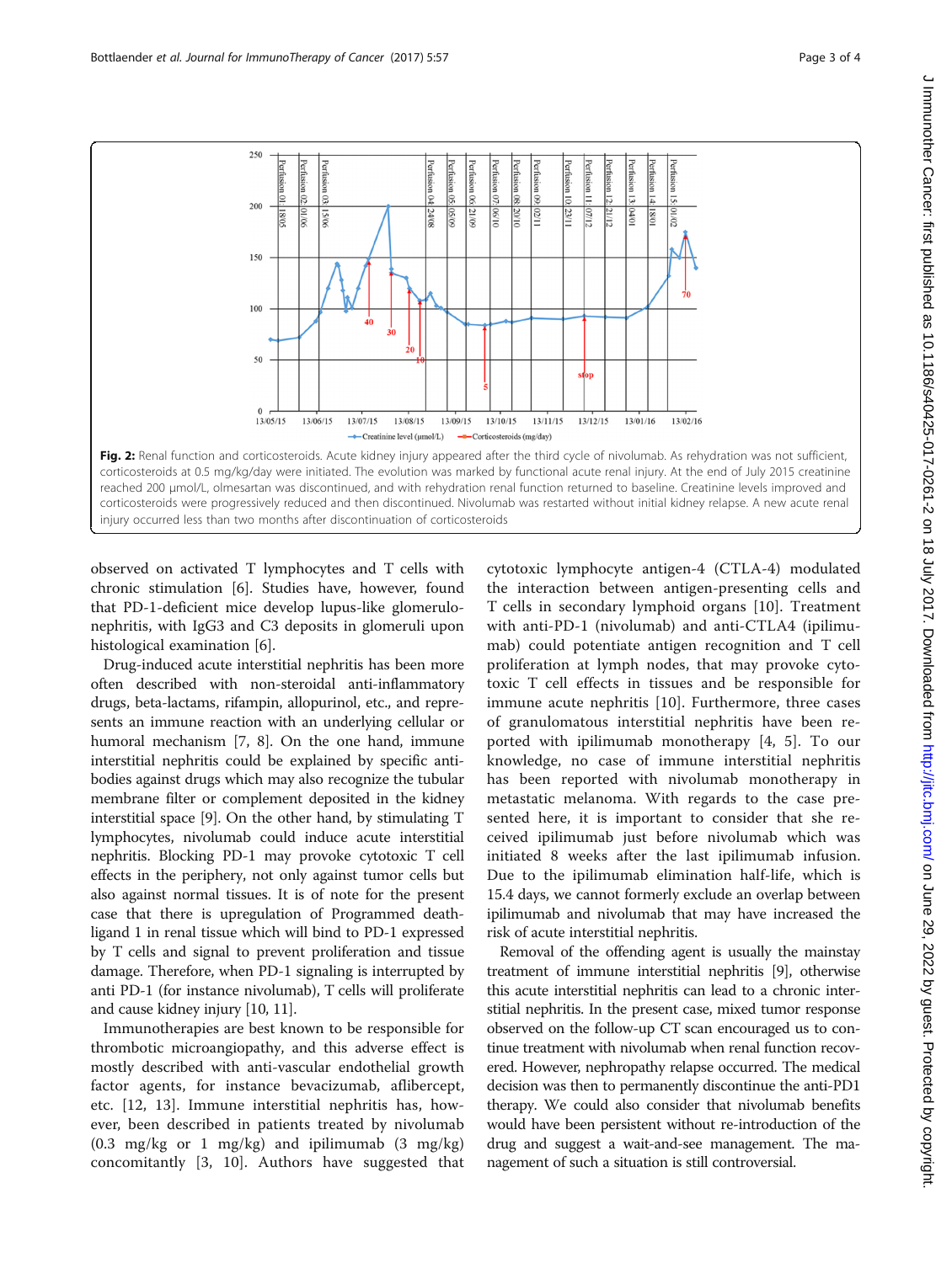**Fig. 2:** Renal function and corticosteroids. Acute kidney injury appeared after the third cycle of nivolumab. As rehydration was not sufficient, corticosteroids at 0.5 mg/kg/day were initiated. The evolution was marked by functional acute renal injury. At the end of July 2015 creatinine reached 200 μmol/L, olmesartan was discontinued, and with rehydration renal function returned to baseline. Creatinine levels improved and corticosteroids were progressively reduced and then discontinued. Nivolumab was restarted without initial kidney relapse. A new acute renal injury occurred less than two months after discontinuation of corticosteroids

observed on activated T lymphocytes and T cells with chronic stimulation [6]. Studies have, however, found that PD-1-deficient mice develop lupus-like glomerulonephritis, with IgG3 and C3 deposits in glomeruli upon histological examination [6].

Drug-induced acute interstitial nephritis has been more often described with non-steroidal anti-inflammatory drugs, beta-lactams, rifampin, allopurinol, etc., and represents an immune reaction with an underlying cellular or humoral mechanism [7, 8]. On the one hand, immune interstitial nephritis could be explained by specific antibodies against drugs which may also recognize the tubular membrane filter or complement deposited in the kidney interstitial space [9]. On the other hand, by stimulating T lymphocytes, nivolumab could induce acute interstitial nephritis. Blocking PD-1 may provoke cytotoxic T cell effects in the periphery, not only against tumor cells but also against normal tissues. It is of note for the present case that there is upregulation of Programmed death-ligand 1 in renal tissue which will bind to PD-1 expressed by T cells and signal to prevent proliferation and tissue damage. Therefore, when PD-1 signaling is interrupted by anti PD-1 (for instance nivolumab), T cells will proliferate and cause kidney injury [10, 11].

Immunotherapies are best known to be responsible for thrombotic microangiopathy, and this adverse effect is mostly described with anti-vascular endothelial growth factor agents, for instance bevacizumab, aflibercept, etc. [12, 13]. Immune interstitial nephritis has, however, been described in patients treated by nivolumab (0.3 mg/kg or 1 mg/kg) and ipilimumab (3 mg/kg) concomitantly [3, 10]. Authors have suggested that cytotoxic lymphocyte antigen-4 (CTLA-4) modulated the interaction between antigen-presenting cells and T cells in secondary lymphoid organs [10]. Treatment with anti-PD-1 (nivolumab) and anti-CTLA4 (ipilimumab) could potentiate antigen recognition and T cell proliferation at lymph nodes, that may provoke cytotoxic T cell effects in tissues and be responsible for immune acute nephritis [10]. Furthermore, three cases of granulomatous interstitial nephritis have been reported with ipilimumab monotherapy [4, 5]. To our knowledge, no case of immune interstitial nephritis has been reported with nivolumab monotherapy in metastatic melanoma. With regards to the case presented here, it is important to consider that she received ipilimumab just before nivolumab which was initiated 8 weeks after the last ipilimumab infusion. Due to the ipilimumab elimination half-life, which is 15.4 days, we cannot formerly exclude an overlap between ipilimumab and nivolumab that may have increased the risk of acute interstitial nephritis.

Removal of the offending agent is usually the mainstay treatment of immune interstitial nephritis [9], otherwise this acute interstitial nephritis can lead to a chronic interstitial nephritis. In the present case, mixed tumor response observed on the follow-up CT scan encouraged us to continue treatment with nivolumab when renal function recovered. However, nephropathy relapse occurred. The medical decision was then to permanently discontinue the anti-PD1 therapy. We could also consider that nivolumab benefits would have been persistent without re-introduction of the drug and suggest a wait-and-see management. The management of such a situation is still controversial.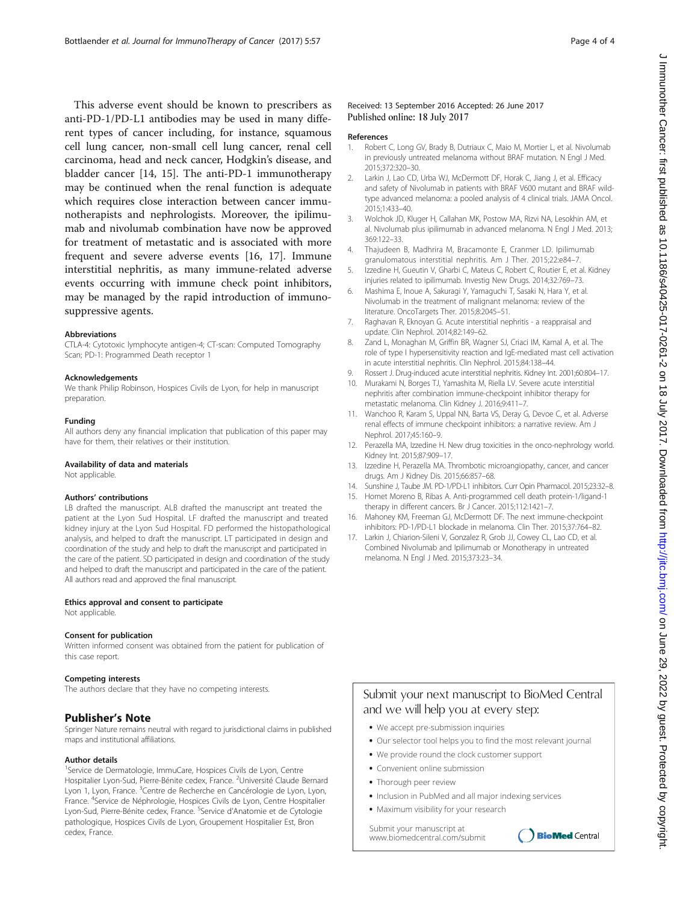This adverse event should be known to prescribers as anti-PD-1/PD-L1 antibodies may be used in many different types of cancer including, for instance, squamous cell lung cancer, non-small cell lung cancer, renal cell carcinoma, head and neck cancer, Hodgkin's disease, and bladder cancer [14, 15]. The anti-PD-1 immunotherapy may be continued when the renal function is adequate which requires close interaction between cancer immunotherapists and nephrologists. Moreover, the ipilimumab and nivolumab combination have now be approved for treatment of metastatic and is associated with more frequent and severe adverse events [16, 17]. Immune interstitial nephritis, as many immune-related adverse events occurring with immune check point inhibitors, may be managed by the rapid introduction of immunosuppressive agents.

#### Abbreviations

CTLA-4: Cytotoxic lymphocyte antigen-4; CT-scan: Computed Tomography Scan; PD-1: Programmed Death receptor 1

#### Acknowledgements

We thank Philip Robinson, Hospices Civils de Lyon, for help in manuscript preparation.

#### Funding

All authors deny any financial implication that publication of this paper may have for them, their relatives or their institution.

#### Availability of data and materials

Not applicable.

#### Authors' contributions

LB drafted the manuscript. ALB drafted the manuscript ant treated the patient at the Lyon Sud Hospital. LF drafted the manuscript and treated kidney injury at the Lyon Sud Hospital. FD performed the histopathological analysis, and helped to draft the manuscript. LT participated in design and coordination of the study and help to draft the manuscript and participated in the care of the patient. SD participated in design and coordination of the study and helped to draft the manuscript and participated in the care of the patient. All authors read and approved the final manuscript.

#### Ethics approval and consent to participate

Not applicable.

#### Consent for publication

Written informed consent was obtained from the patient for publication of this case report.

#### Competing interests

The authors declare that they have no competing interests.

### Publisher's Note

Springer Nature remains neutral with regard to jurisdictional claims in published maps and institutional affiliations.

#### Author details

[1]Service de Dermatologie, ImmuCare, Hospices Civils de Lyon, Centre Hospitalier Lyon-Sud, Pierre-Bénite cedex, France. [2]Université Claude Bernard Lyon 1, Lyon, France. [3]Centre de Recherche en Cancérologie de Lyon, Lyon, France. [4]Service de Néphrologie, Hospices Civils de Lyon, Centre Hospitalier Lyon-Sud, Pierre-Bénite cedex, France. [5]Service d'Anatomie et de Cytologie pathologique, Hospices Civils de Lyon, Groupement Hospitalier Est, Bron cedex, France.

Received: 13 September 2016 Accepted: 26 June 2017
Published online: 18 July 2017

#### References

1. Robert C, Long GV, Brady B, Dutriaux C, Maio M, Mortier L, et al. Nivolumab in previously untreated melanoma without BRAF mutation. N Engl J Med. 2015;372:320–30.
2. Larkin J, Lao CD, Urba WJ, McDermott DF, Horak C, Jiang J, et al. Efficacy and safety of Nivolumab in patients with BRAF V600 mutant and BRAF wild-type advanced melanoma: a pooled analysis of 4 clinical trials. JAMA Oncol. 2015;1:433–40.
3. Wolchok JD, Kluger H, Callahan MK, Postow MA, Rizvi NA, Lesokhin AM, et al. Nivolumab plus ipilimumab in advanced melanoma. N Engl J Med. 2013; 369:122–33.
4. Thajudeen B, Madhrira M, Bracamonte E, Cranmer LD. Ipilimumab granulomatous interstitial nephritis. Am J Ther. 2015;22:e84–7.
5. Izzedine H, Gueutin V, Gharbi C, Mateus C, Robert C, Routier E, et al. Kidney injuries related to ipilimumab. Investig New Drugs. 2014;32:769–73.
6. Mashima E, Inoue A, Sakuragi Y, Yamaguchi T, Sasaki N, Hara Y, et al. Nivolumab in the treatment of malignant melanoma: review of the literature. OncoTargets Ther. 2015;8:2045–51.
7. Raghavan R, Eknoyan G. Acute interstitial nephritis - a reappraisal and update. Clin Nephrol. 2014;82:149–62.
8. Zand L, Monaghan M, Griffin BR, Wagner SJ, Criaci IM, Kamal A, et al. The role of type I hypersensitivity reaction and IgE-mediated mast cell activation in acute interstitial nephritis. Clin Nephrol. 2015;84:138–44.
9. Rossert J. Drug-induced acute interstitial nephritis. Kidney Int. 2001;60:804–17.
10. Murakami N, Borges TJ, Yamashita M, Riella LV. Severe acute interstitial nephritis after combination immune-checkpoint inhibitor therapy for metastatic melanoma. Clin Kidney J. 2016;9:411–7.
11. Wanchoo R, Karam S, Uppal NN, Barta VS, Deray G, Devoe C, et al. Adverse renal effects of immune checkpoint inhibitors: a narrative review. Am J Nephrol. 2017;45:160–9.
12. Perazella MA, Izzedine H. New drug toxicities in the onco-nephrology world. Kidney Int. 2015;87:909–17.
13. Izzedine H, Perazella MA. Thrombotic microangiopathy, cancer, and cancer drugs. Am J Kidney Dis. 2015;66:857–68.
14. Sunshine J, Taube JM. PD-1/PD-L1 inhibitors. Curr Opin Pharmacol. 2015;23:32–8.
15. Homet Moreno B, Ribas A. Anti-programmed cell death protein-1/ligand-1 therapy in different cancers. Br J Cancer. 2015;112:1421–7.
16. Mahoney KM, Freeman GJ, McDermott DF. The next immune-checkpoint inhibitors: PD-1/PD-L1 blockade in melanoma. Clin Ther. 2015;37:764–82.
17. Larkin J, Chiarion-Sileni V, Gonzalez R, Grob JJ, Cowey CL, Lao CD, et al. Combined Nivolumab and Ipilimumab or Monotherapy in untreated melanoma. N Engl J Med. 2015;373:23–34.

Submit your next manuscript to BioMed Central and we will help you at every step:

- We accept pre-submission inquiries
- Our selector tool helps you to find the most relevant journal
- We provide round the clock customer support
- Convenient online submission
- Thorough peer review
- Inclusion in PubMed and all major indexing services
- Maximum visibility for your research

Submit your manuscript at
www.biomedcentral.com/submit

BioMed Central